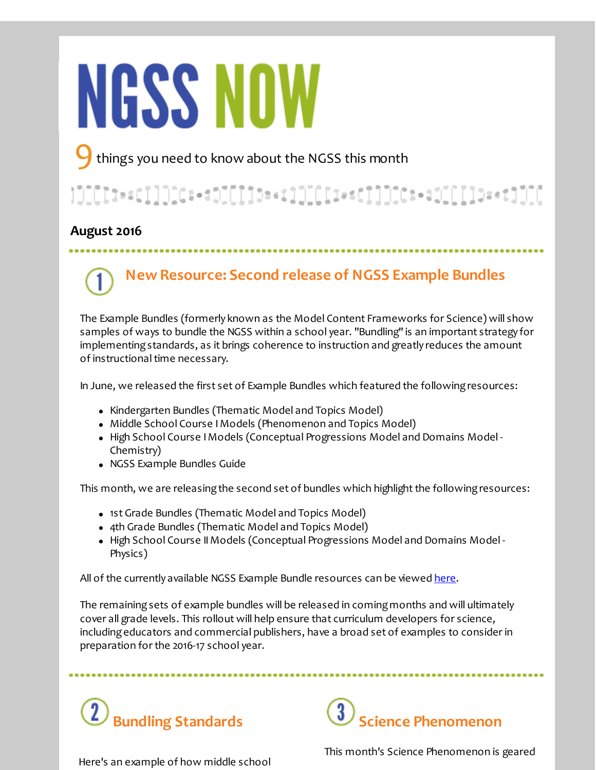# NGSS NOW

9 things you need to know about the NGSS this month

**August 2016**

## 1 New Resource: Second release of NGSS Example Bundles

The Example Bundles (formerly known as the Model Content Frameworks for Science) will show samples of ways to bundle the NGSS within a school year. "Bundling" is an important strategy for implementing standards, as it brings coherence to instruction and greatly reduces the amount of instructional time necessary.

In June, we released the first set of Example Bundles which featured the following resources:

- Kindergarten Bundles (Thematic Model and Topics Model)
- Middle School Course I Models (Phenomenon and Topics Model)
- High School Course I Models (Conceptual Progressions Model and Domains Model - Chemistry)
- NGSS Example Bundles Guide

This month, we are releasing the second set of bundles which highlight the following resources:

- 1st Grade Bundles (Thematic Model and Topics Model)
- 4th Grade Bundles (Thematic Model and Topics Model)
- High School Course II Models (Conceptual Progressions Model and Domains Model - Physics)

All of the currently available NGSS Example Bundle resources can be viewed here.

The remaining sets of example bundles will be released in coming months and will ultimately cover all grade levels. This rollout will help ensure that curriculum developers for science, including educators and commercial publishers, have a broad set of examples to consider in preparation for the 2016-17 school year.

## 2 Bundling Standards

Here's an example of how middle school

## 3 Science Phenomenon

This month's Science Phenomenon is geared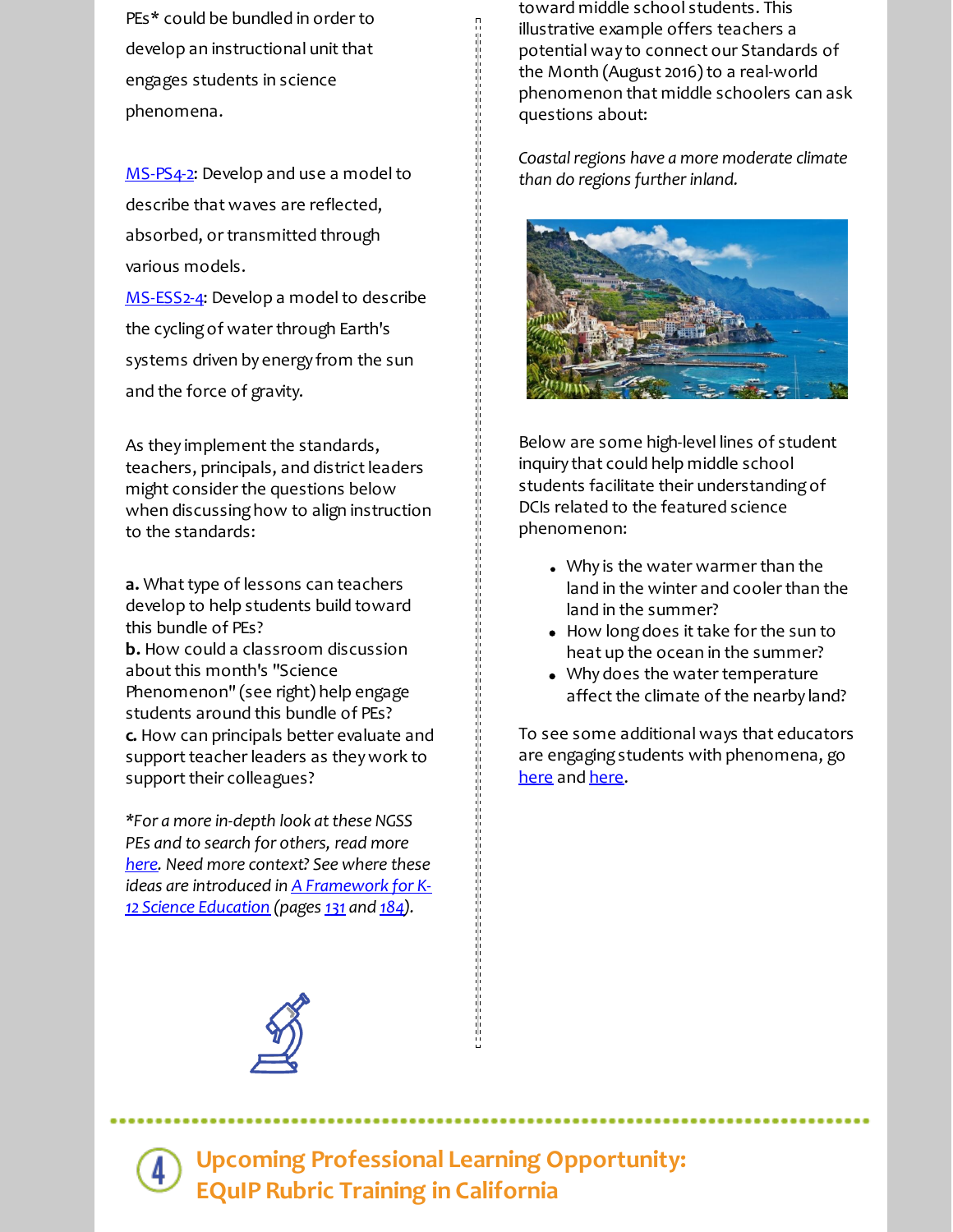PEs* could be bundled in order to develop an instructional unit that engages students in science phenomena.

MS-PS4-2: Develop and use a model to describe that waves are reflected, absorbed, or transmitted through various models.
MS-ESS2-4: Develop a model to describe the cycling of water through Earth's systems driven by energy from the sun and the force of gravity.

As they implement the standards, teachers, principals, and district leaders might consider the questions below when discussing how to align instruction to the standards:

**a.** What type of lessons can teachers develop to help students build toward this bundle of PEs?
**b.** How could a classroom discussion about this month's "Science Phenomenon" (see right) help engage students around this bundle of PEs?
**c.** How can principals better evaluate and support teacher leaders as they work to support their colleagues?

*\*For a more in-depth look at these NGSS PEs and to search for others, read more here. Need more context? See where these ideas are introduced in A Framework for K-12 Science Education (pages 131 and 184).*

toward middle school students. This illustrative example offers teachers a potential way to connect our Standards of the Month (August 2016) to a real-world phenomenon that middle schoolers can ask questions about:

*Coastal regions have a more moderate climate than do regions further inland.*

Below are some high-level lines of student inquiry that could help middle school students facilitate their understanding of DCIs related to the featured science phenomenon:

- Why is the water warmer than the land in the winter and cooler than the land in the summer?
- How long does it take for the sun to heat up the ocean in the summer?
- Why does the water temperature affect the climate of the nearby land?

To see some additional ways that educators are engaging students with phenomena, go here and here.

## 4 Upcoming Professional Learning Opportunity: EQuIP Rubric Training in California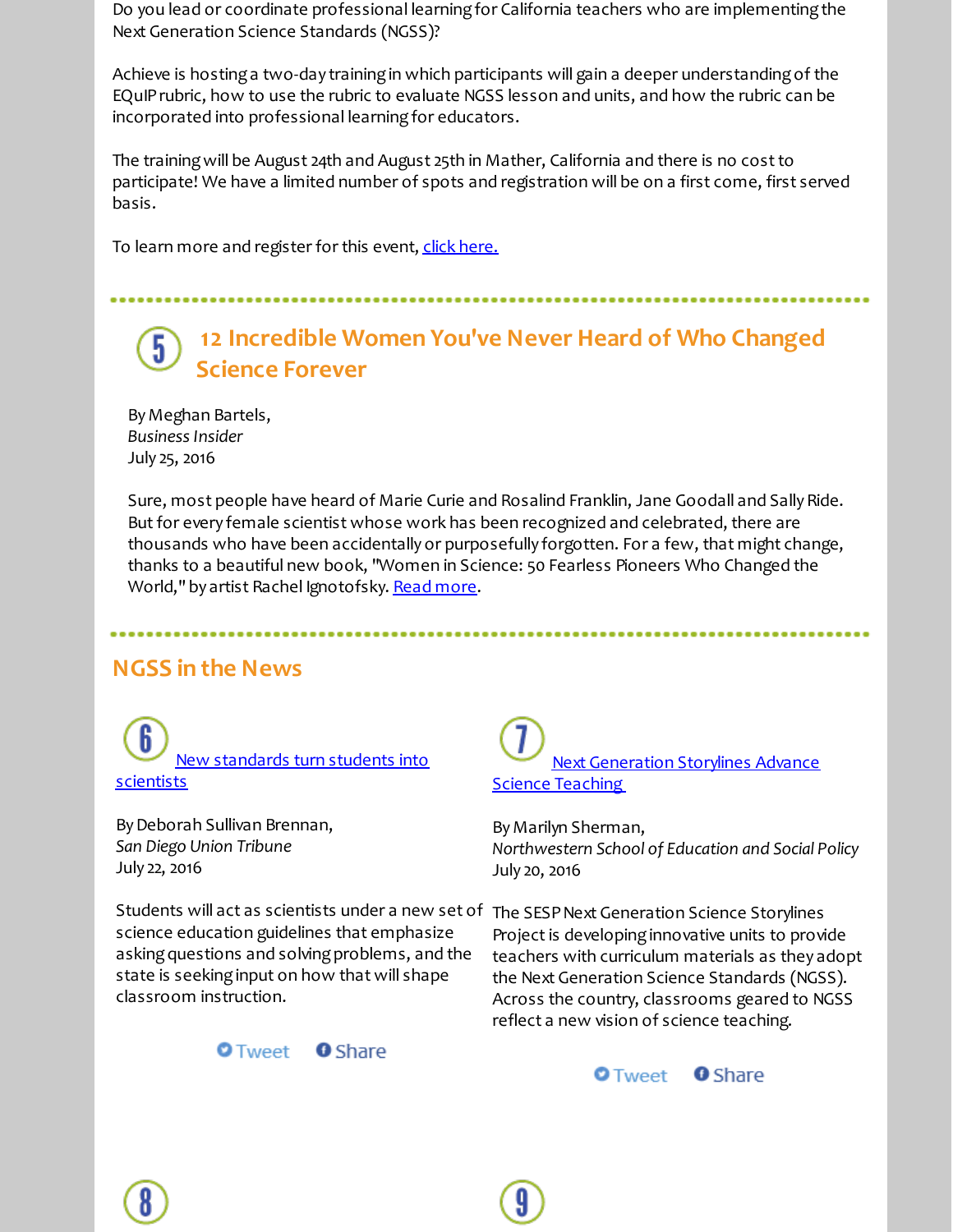Do you lead or coordinate professional learning for California teachers who are implementing the Next Generation Science Standards (NGSS)?

Achieve is hosting a two-day training in which participants will gain a deeper understanding of the EQuIP rubric, how to use the rubric to evaluate NGSS lesson and units, and how the rubric can be incorporated into professional learning for educators.

The training will be August 24th and August 25th in Mather, California and there is no cost to participate! We have a limited number of spots and registration will be on a first come, first served basis.

To learn more and register for this event, click here.

## 5 12 Incredible Women You've Never Heard of Who Changed Science Forever

By Meghan Bartels,
*Business Insider*
July 25, 2016

Sure, most people have heard of Marie Curie and Rosalind Franklin, Jane Goodall and Sally Ride. But for every female scientist whose work has been recognized and celebrated, there are thousands who have been accidentally or purposefully forgotten. For a few, that might change, thanks to a beautiful new book, "Women in Science: 50 Fearless Pioneers Who Changed the World," by artist Rachel Ignotofsky. Read more.

## NGSS in the News

### 6 New standards turn students into scientists

By Deborah Sullivan Brennan,
*San Diego Union Tribune*
July 22, 2016

Students will act as scientists under a new set of science education guidelines that emphasize asking questions and solving problems, and the state is seeking input on how that will shape classroom instruction.

Tweet Share

### 7 Next Generation Storylines Advance Science Teaching

By Marilyn Sherman,
*Northwestern School of Education and Social Policy*
July 20, 2016

The SESP Next Generation Science Storylines Project is developing innovative units to provide teachers with curriculum materials as they adopt the Next Generation Science Standards (NGSS). Across the country, classrooms geared to NGSS reflect a new vision of science teaching.

Tweet Share

8

9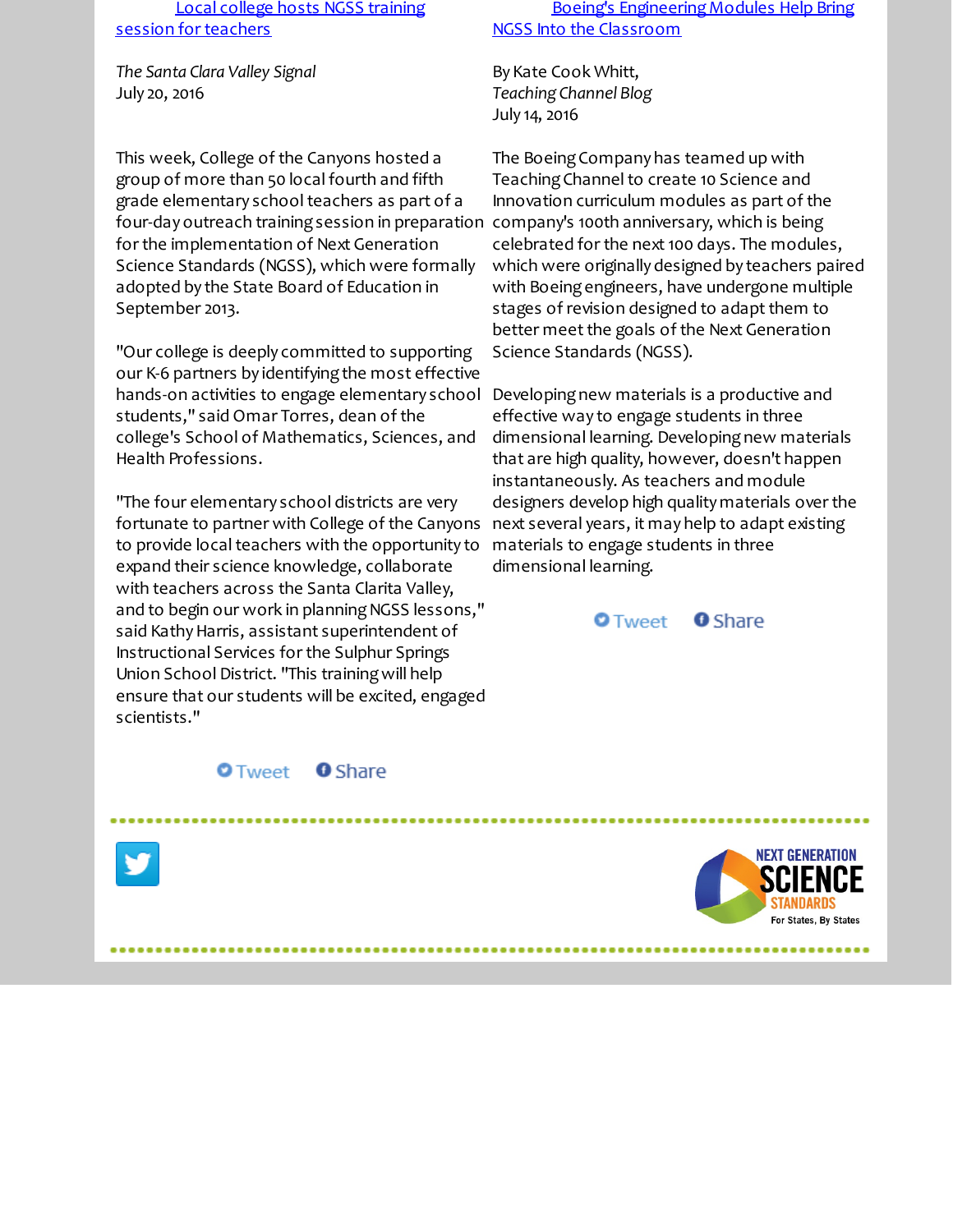## [Local college hosts NGSS training session for teachers]

*The Santa Clara Valley Signal*
July 20, 2016

This week, College of the Canyons hosted a group of more than 50 local fourth and fifth grade elementary school teachers as part of a four-day outreach training session in preparation for the implementation of Next Generation Science Standards (NGSS), which were formally adopted by the State Board of Education in September 2013.

"Our college is deeply committed to supporting our K-6 partners by identifying the most effective hands-on activities to engage elementary school students," said Omar Torres, dean of the college's School of Mathematics, Sciences, and Health Professions.

"The four elementary school districts are very fortunate to partner with College of the Canyons to provide local teachers with the opportunity to expand their science knowledge, collaborate with teachers across the Santa Clarita Valley, and to begin our work in planning NGSS lessons," said Kathy Harris, assistant superintendent of Instructional Services for the Sulphur Springs Union School District. "This training will help ensure that our students will be excited, engaged scientists."

Tweet Share

## [Boeing's Engineering Modules Help Bring NGSS Into the Classroom]

By Kate Cook Whitt,
*Teaching Channel Blog*
July 14, 2016

The Boeing Company has teamed up with Teaching Channel to create 10 Science and Innovation curriculum modules as part of the company's 100th anniversary, which is being celebrated for the next 100 days. The modules, which were originally designed by teachers paired with Boeing engineers, have undergone multiple stages of revision designed to adapt them to better meet the goals of the Next Generation Science Standards (NGSS).

Developing new materials is a productive and effective way to engage students in three dimensional learning. Developing new materials that are high quality, however, doesn't happen instantaneously. As teachers and module designers develop high quality materials over the next several years, it may help to adapt existing materials to engage students in three dimensional learning.

Tweet Share

NEXT GENERATION SCIENCE STANDARDS
For States, By States